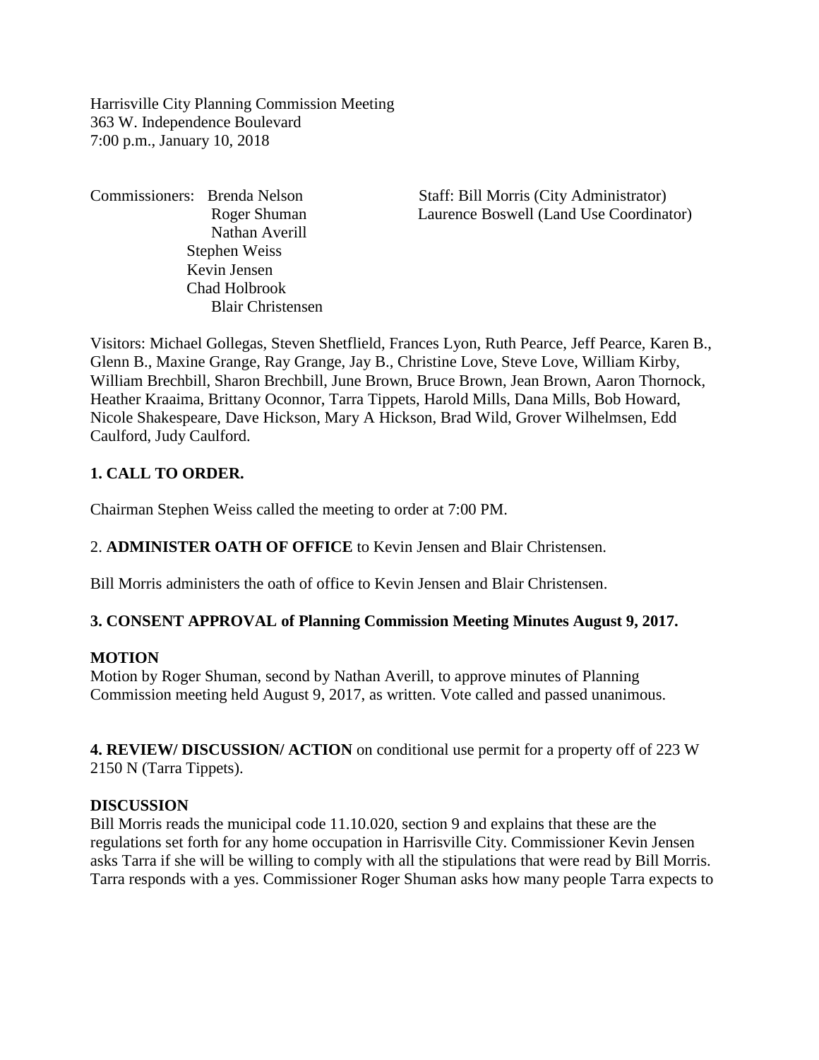Harrisville City Planning Commission Meeting
363 W. Independence Boulevard
7:00 p.m., January 10, 2018

Commissioners: Brenda Nelson
Roger Shuman
Nathan Averill
Stephen Weiss
Kevin Jensen
Chad Holbrook
Blair Christensen

Staff: Bill Morris (City Administrator)
Laurence Boswell (Land Use Coordinator)

Visitors: Michael Gollegas, Steven Shetflield, Frances Lyon, Ruth Pearce, Jeff Pearce, Karen B., Glenn B., Maxine Grange, Ray Grange, Jay B., Christine Love, Steve Love, William Kirby, William Brechbill, Sharon Brechbill, June Brown, Bruce Brown, Jean Brown, Aaron Thornock, Heather Kraaima, Brittany Oconnor, Tarra Tippets, Harold Mills, Dana Mills, Bob Howard, Nicole Shakespeare, Dave Hickson, Mary A Hickson, Brad Wild, Grover Wilhelmsen, Edd Caulford, Judy Caulford.

**1. CALL TO ORDER.**

Chairman Stephen Weiss called the meeting to order at 7:00 PM.

2. **ADMINISTER OATH OF OFFICE** to Kevin Jensen and Blair Christensen.

Bill Morris administers the oath of office to Kevin Jensen and Blair Christensen.

**3. CONSENT APPROVAL of Planning Commission Meeting Minutes August 9, 2017.**

**MOTION**
Motion by Roger Shuman, second by Nathan Averill, to approve minutes of Planning Commission meeting held August 9, 2017, as written. Vote called and passed unanimous.

**4. REVIEW/ DISCUSSION/ ACTION** on conditional use permit for a property off of 223 W 2150 N (Tarra Tippets).

**DISCUSSION**
Bill Morris reads the municipal code 11.10.020, section 9 and explains that these are the regulations set forth for any home occupation in Harrisville City. Commissioner Kevin Jensen asks Tarra if she will be willing to comply with all the stipulations that were read by Bill Morris. Tarra responds with a yes. Commissioner Roger Shuman asks how many people Tarra expects to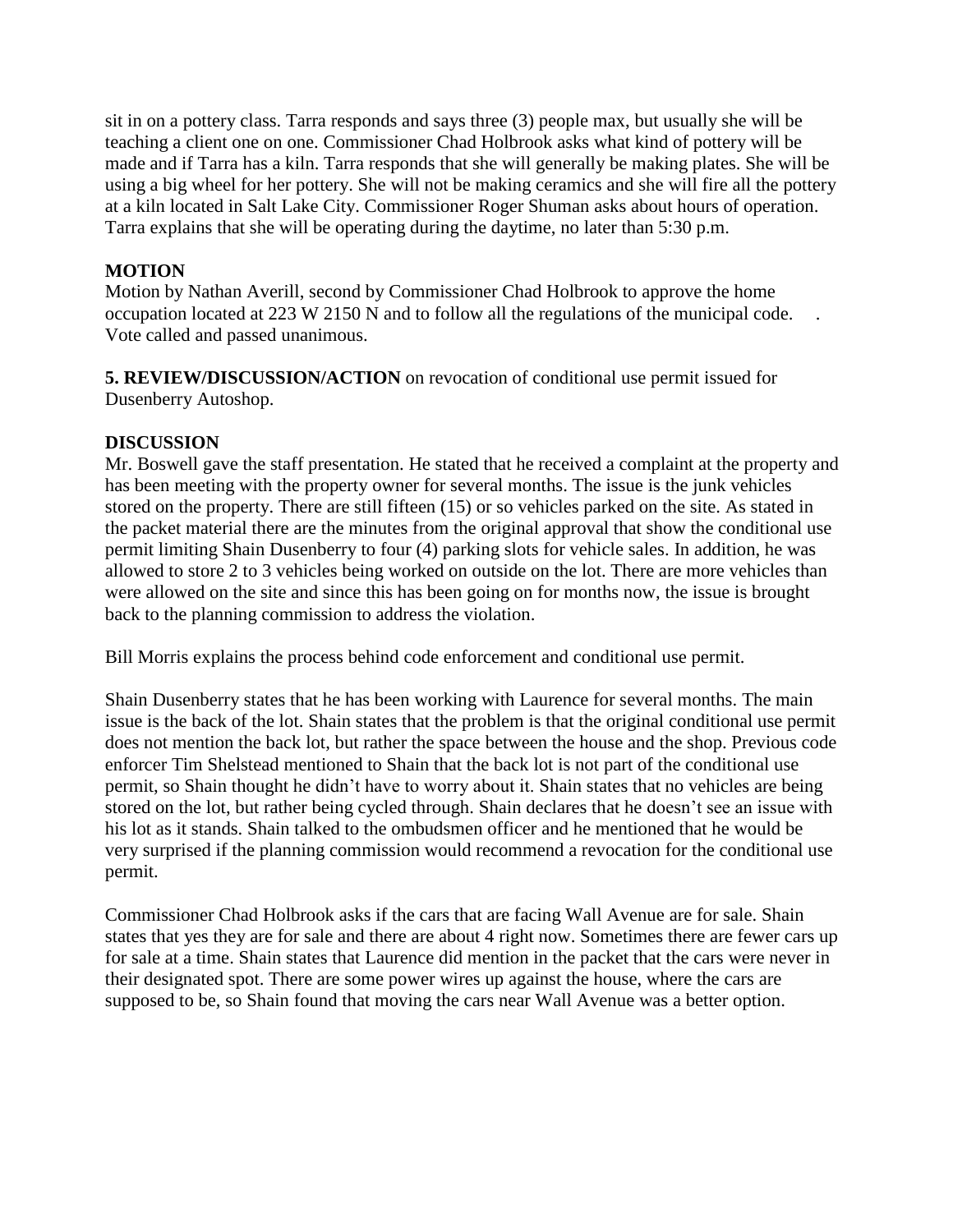sit in on a pottery class. Tarra responds and says three (3) people max, but usually she will be teaching a client one on one. Commissioner Chad Holbrook asks what kind of pottery will be made and if Tarra has a kiln. Tarra responds that she will generally be making plates. She will be using a big wheel for her pottery. She will not be making ceramics and she will fire all the pottery at a kiln located in Salt Lake City. Commissioner Roger Shuman asks about hours of operation. Tarra explains that she will be operating during the daytime, no later than 5:30 p.m.

**MOTION**
Motion by Nathan Averill, second by Commissioner Chad Holbrook to approve the home occupation located at 223 W 2150 N and to follow all the regulations of the municipal code. . Vote called and passed unanimous.

**5. REVIEW/DISCUSSION/ACTION** on revocation of conditional use permit issued for Dusenberry Autoshop.

**DISCUSSION**
Mr. Boswell gave the staff presentation. He stated that he received a complaint at the property and has been meeting with the property owner for several months. The issue is the junk vehicles stored on the property. There are still fifteen (15) or so vehicles parked on the site. As stated in the packet material there are the minutes from the original approval that show the conditional use permit limiting Shain Dusenberry to four (4) parking slots for vehicle sales. In addition, he was allowed to store 2 to 3 vehicles being worked on outside on the lot. There are more vehicles than were allowed on the site and since this has been going on for months now, the issue is brought back to the planning commission to address the violation.

Bill Morris explains the process behind code enforcement and conditional use permit.

Shain Dusenberry states that he has been working with Laurence for several months. The main issue is the back of the lot. Shain states that the problem is that the original conditional use permit does not mention the back lot, but rather the space between the house and the shop. Previous code enforcer Tim Shelstead mentioned to Shain that the back lot is not part of the conditional use permit, so Shain thought he didn't have to worry about it. Shain states that no vehicles are being stored on the lot, but rather being cycled through. Shain declares that he doesn't see an issue with his lot as it stands. Shain talked to the ombudsmen officer and he mentioned that he would be very surprised if the planning commission would recommend a revocation for the conditional use permit.

Commissioner Chad Holbrook asks if the cars that are facing Wall Avenue are for sale. Shain states that yes they are for sale and there are about 4 right now. Sometimes there are fewer cars up for sale at a time. Shain states that Laurence did mention in the packet that the cars were never in their designated spot. There are some power wires up against the house, where the cars are supposed to be, so Shain found that moving the cars near Wall Avenue was a better option.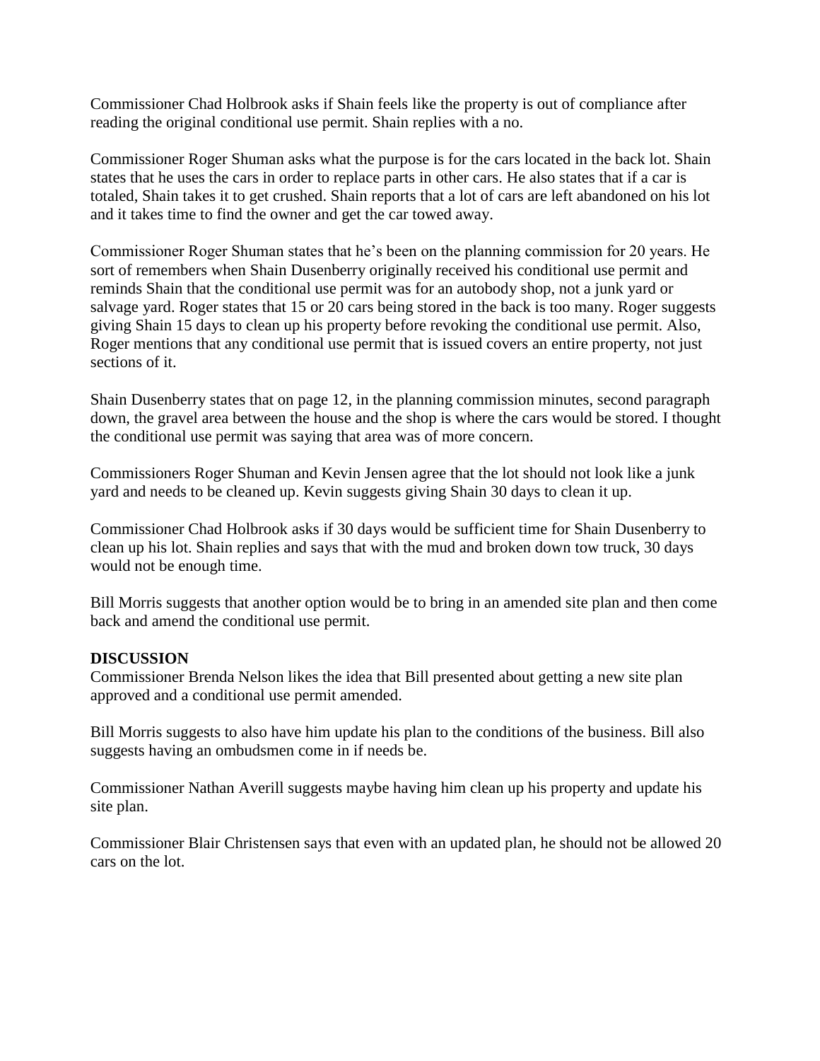Commissioner Chad Holbrook asks if Shain feels like the property is out of compliance after reading the original conditional use permit. Shain replies with a no.

Commissioner Roger Shuman asks what the purpose is for the cars located in the back lot. Shain states that he uses the cars in order to replace parts in other cars. He also states that if a car is totaled, Shain takes it to get crushed. Shain reports that a lot of cars are left abandoned on his lot and it takes time to find the owner and get the car towed away.

Commissioner Roger Shuman states that he's been on the planning commission for 20 years. He sort of remembers when Shain Dusenberry originally received his conditional use permit and reminds Shain that the conditional use permit was for an autobody shop, not a junk yard or salvage yard. Roger states that 15 or 20 cars being stored in the back is too many. Roger suggests giving Shain 15 days to clean up his property before revoking the conditional use permit. Also, Roger mentions that any conditional use permit that is issued covers an entire property, not just sections of it.

Shain Dusenberry states that on page 12, in the planning commission minutes, second paragraph down, the gravel area between the house and the shop is where the cars would be stored. I thought the conditional use permit was saying that area was of more concern.

Commissioners Roger Shuman and Kevin Jensen agree that the lot should not look like a junk yard and needs to be cleaned up. Kevin suggests giving Shain 30 days to clean it up.

Commissioner Chad Holbrook asks if 30 days would be sufficient time for Shain Dusenberry to clean up his lot. Shain replies and says that with the mud and broken down tow truck, 30 days would not be enough time.

Bill Morris suggests that another option would be to bring in an amended site plan and then come back and amend the conditional use permit.

**DISCUSSION**

Commissioner Brenda Nelson likes the idea that Bill presented about getting a new site plan approved and a conditional use permit amended.

Bill Morris suggests to also have him update his plan to the conditions of the business. Bill also suggests having an ombudsmen come in if needs be.

Commissioner Nathan Averill suggests maybe having him clean up his property and update his site plan.

Commissioner Blair Christensen says that even with an updated plan, he should not be allowed 20 cars on the lot.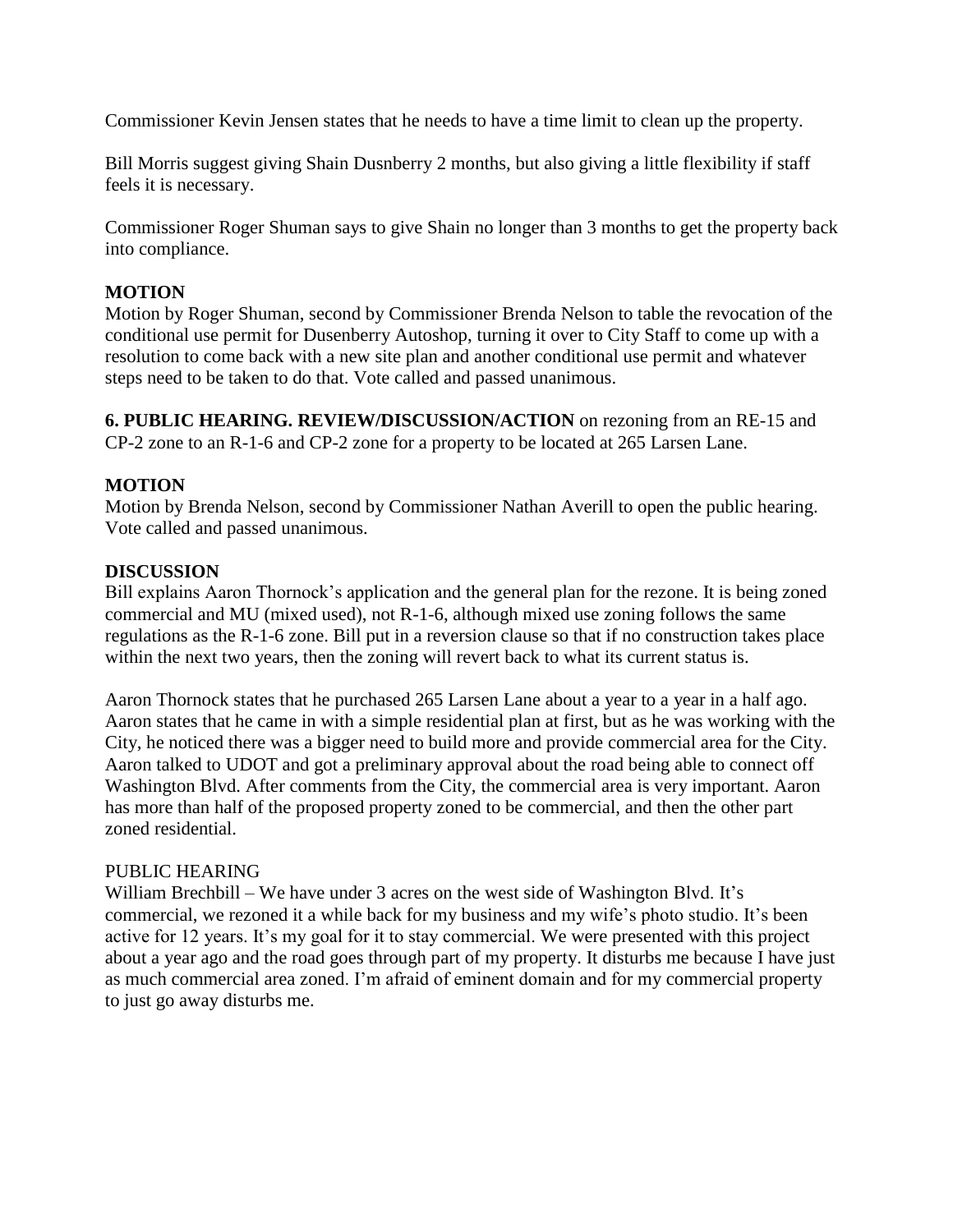Commissioner Kevin Jensen states that he needs to have a time limit to clean up the property.

Bill Morris suggest giving Shain Dusnberry 2 months, but also giving a little flexibility if staff feels it is necessary.

Commissioner Roger Shuman says to give Shain no longer than 3 months to get the property back into compliance.

**MOTION**
Motion by Roger Shuman, second by Commissioner Brenda Nelson to table the revocation of the conditional use permit for Dusenberry Autoshop, turning it over to City Staff to come up with a resolution to come back with a new site plan and another conditional use permit and whatever steps need to be taken to do that. Vote called and passed unanimous.

**6. PUBLIC HEARING. REVIEW/DISCUSSION/ACTION** on rezoning from an RE-15 and CP-2 zone to an R-1-6 and CP-2 zone for a property to be located at 265 Larsen Lane.

**MOTION**
Motion by Brenda Nelson, second by Commissioner Nathan Averill to open the public hearing. Vote called and passed unanimous.

**DISCUSSION**
Bill explains Aaron Thornock's application and the general plan for the rezone. It is being zoned commercial and MU (mixed used), not R-1-6, although mixed use zoning follows the same regulations as the R-1-6 zone. Bill put in a reversion clause so that if no construction takes place within the next two years, then the zoning will revert back to what its current status is.

Aaron Thornock states that he purchased 265 Larsen Lane about a year to a year in a half ago. Aaron states that he came in with a simple residential plan at first, but as he was working with the City, he noticed there was a bigger need to build more and provide commercial area for the City. Aaron talked to UDOT and got a preliminary approval about the road being able to connect off Washington Blvd. After comments from the City, the commercial area is very important. Aaron has more than half of the proposed property zoned to be commercial, and then the other part zoned residential.

PUBLIC HEARING
William Brechbill – We have under 3 acres on the west side of Washington Blvd. It's commercial, we rezoned it a while back for my business and my wife's photo studio. It's been active for 12 years. It's my goal for it to stay commercial. We were presented with this project about a year ago and the road goes through part of my property. It disturbs me because I have just as much commercial area zoned. I'm afraid of eminent domain and for my commercial property to just go away disturbs me.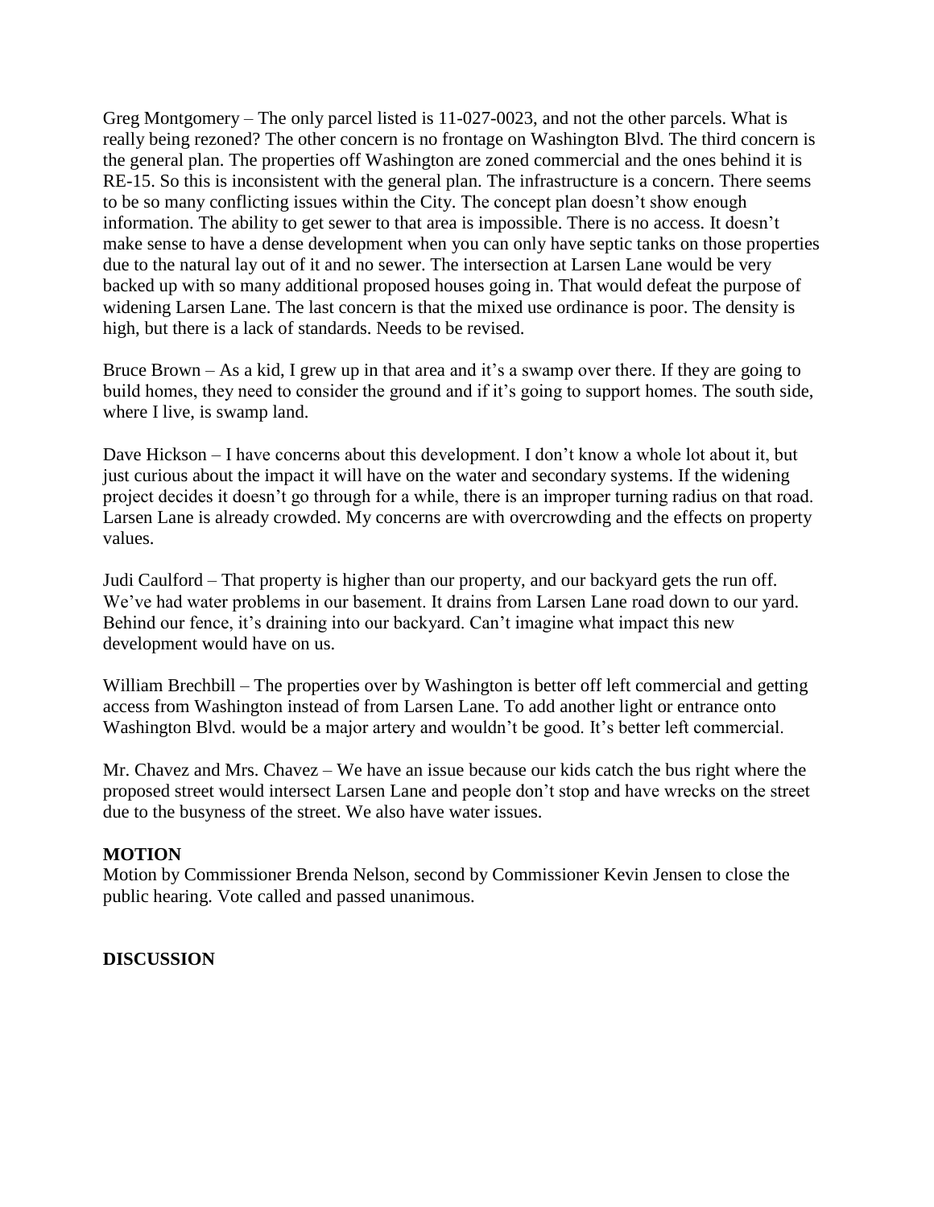Greg Montgomery – The only parcel listed is 11-027-0023, and not the other parcels. What is really being rezoned? The other concern is no frontage on Washington Blvd. The third concern is the general plan. The properties off Washington are zoned commercial and the ones behind it is RE-15. So this is inconsistent with the general plan. The infrastructure is a concern. There seems to be so many conflicting issues within the City. The concept plan doesn't show enough information. The ability to get sewer to that area is impossible. There is no access. It doesn't make sense to have a dense development when you can only have septic tanks on those properties due to the natural lay out of it and no sewer. The intersection at Larsen Lane would be very backed up with so many additional proposed houses going in. That would defeat the purpose of widening Larsen Lane. The last concern is that the mixed use ordinance is poor. The density is high, but there is a lack of standards. Needs to be revised.

Bruce Brown – As a kid, I grew up in that area and it's a swamp over there. If they are going to build homes, they need to consider the ground and if it's going to support homes. The south side, where I live, is swamp land.

Dave Hickson – I have concerns about this development. I don't know a whole lot about it, but just curious about the impact it will have on the water and secondary systems. If the widening project decides it doesn't go through for a while, there is an improper turning radius on that road. Larsen Lane is already crowded. My concerns are with overcrowding and the effects on property values.

Judi Caulford – That property is higher than our property, and our backyard gets the run off. We've had water problems in our basement. It drains from Larsen Lane road down to our yard. Behind our fence, it's draining into our backyard. Can't imagine what impact this new development would have on us.

William Brechbill – The properties over by Washington is better off left commercial and getting access from Washington instead of from Larsen Lane. To add another light or entrance onto Washington Blvd. would be a major artery and wouldn't be good. It's better left commercial.

Mr. Chavez and Mrs. Chavez – We have an issue because our kids catch the bus right where the proposed street would intersect Larsen Lane and people don't stop and have wrecks on the street due to the busyness of the street. We also have water issues.

**MOTION**
Motion by Commissioner Brenda Nelson, second by Commissioner Kevin Jensen to close the public hearing. Vote called and passed unanimous.

**DISCUSSION**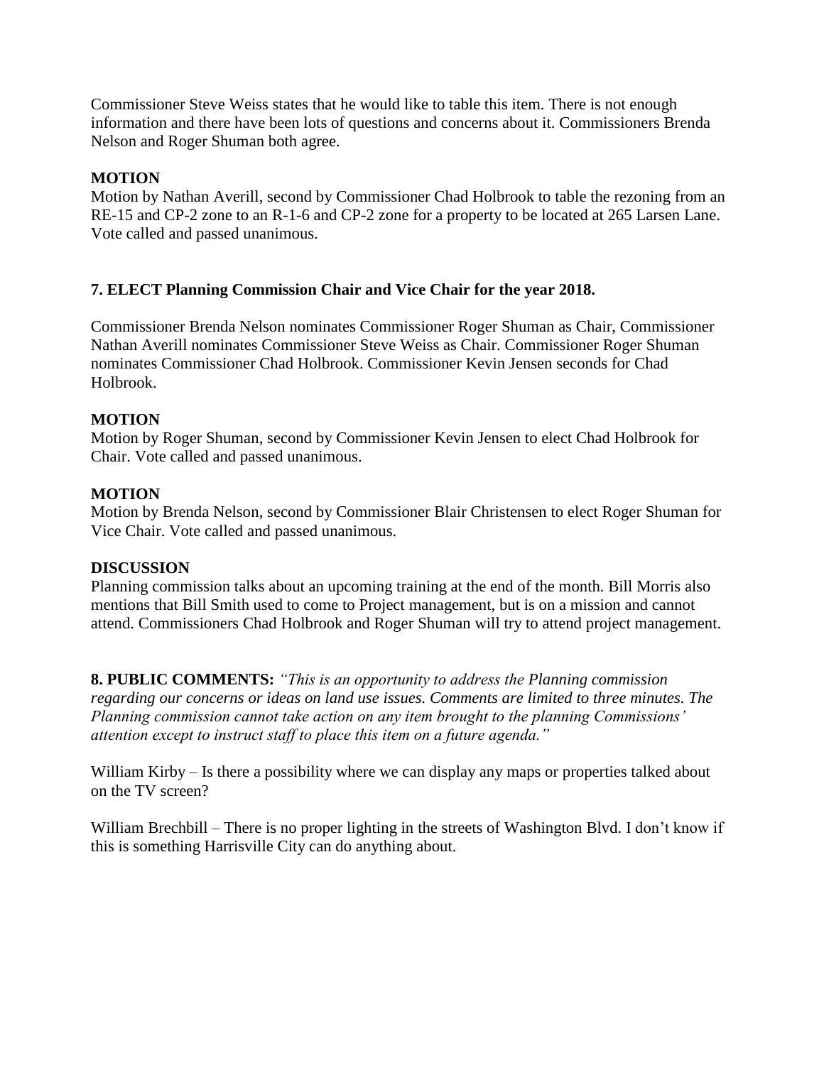Commissioner Steve Weiss states that he would like to table this item. There is not enough information and there have been lots of questions and concerns about it. Commissioners Brenda Nelson and Roger Shuman both agree.

**MOTION**
Motion by Nathan Averill, second by Commissioner Chad Holbrook to table the rezoning from an RE-15 and CP-2 zone to an R-1-6 and CP-2 zone for a property to be located at 265 Larsen Lane. Vote called and passed unanimous.

**7. ELECT Planning Commission Chair and Vice Chair for the year 2018.**

Commissioner Brenda Nelson nominates Commissioner Roger Shuman as Chair, Commissioner Nathan Averill nominates Commissioner Steve Weiss as Chair. Commissioner Roger Shuman nominates Commissioner Chad Holbrook. Commissioner Kevin Jensen seconds for Chad Holbrook.

**MOTION**
Motion by Roger Shuman, second by Commissioner Kevin Jensen to elect Chad Holbrook for Chair. Vote called and passed unanimous.

**MOTION**
Motion by Brenda Nelson, second by Commissioner Blair Christensen to elect Roger Shuman for Vice Chair. Vote called and passed unanimous.

**DISCUSSION**
Planning commission talks about an upcoming training at the end of the month. Bill Morris also mentions that Bill Smith used to come to Project management, but is on a mission and cannot attend. Commissioners Chad Holbrook and Roger Shuman will try to attend project management.

**8. PUBLIC COMMENTS:** *"This is an opportunity to address the Planning commission regarding our concerns or ideas on land use issues. Comments are limited to three minutes. The Planning commission cannot take action on any item brought to the planning Commissions' attention except to instruct staff to place this item on a future agenda."*

William Kirby – Is there a possibility where we can display any maps or properties talked about on the TV screen?

William Brechbill – There is no proper lighting in the streets of Washington Blvd. I don't know if this is something Harrisville City can do anything about.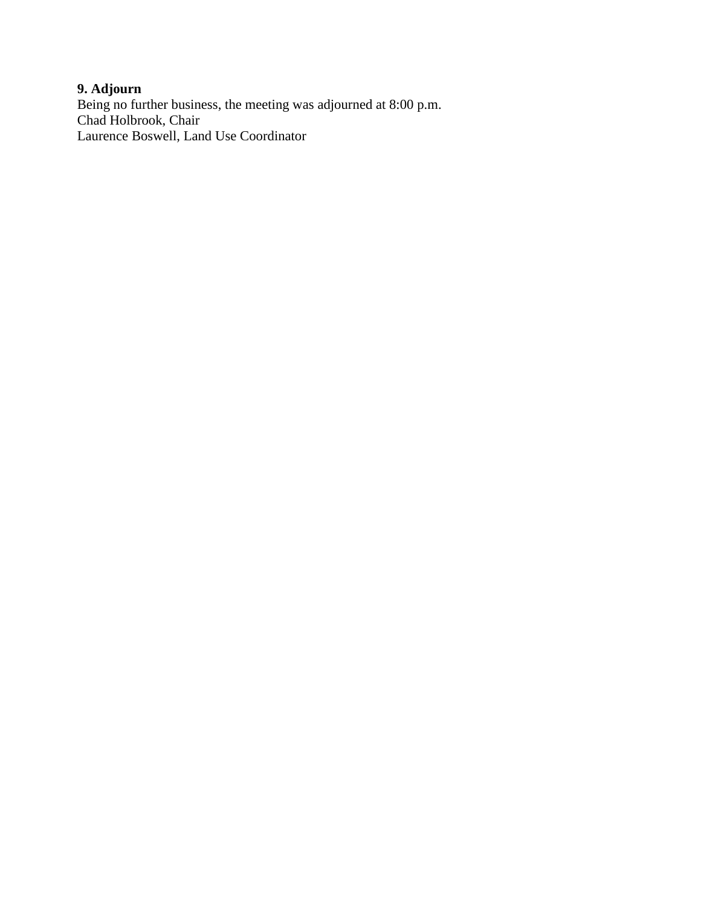**9. Adjourn**

Being no further business, the meeting was adjourned at 8:00 p.m.
Chad Holbrook, Chair
Laurence Boswell, Land Use Coordinator